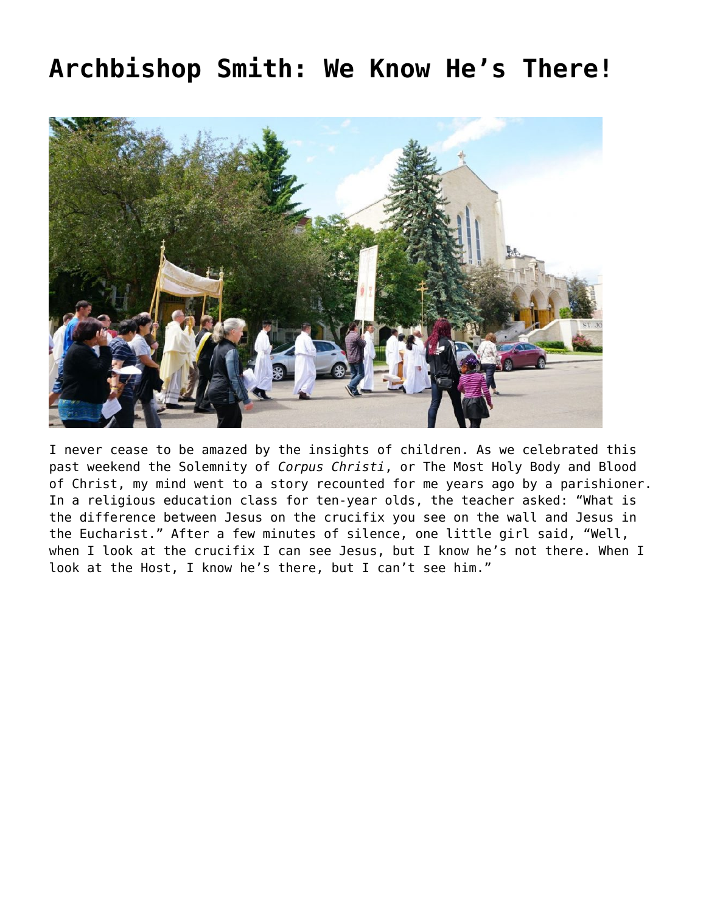# Archbishop Smith: We Know He's There!

I never cease to be amazed by the insights of children. As we celebrated this past weekend the Solemnity of *Corpus Christi*, or The Most Holy Body and Blood of Christ, my mind went to a story recounted for me years ago by a parishioner. In a religious education class for ten-year olds, the teacher asked: "What is the difference between Jesus on the crucifix you see on the wall and Jesus in the Eucharist." After a few minutes of silence, one little girl said, "Well, when I look at the crucifix I can see Jesus, but I know he's not there. When I look at the Host, I know he's there, but I can't see him."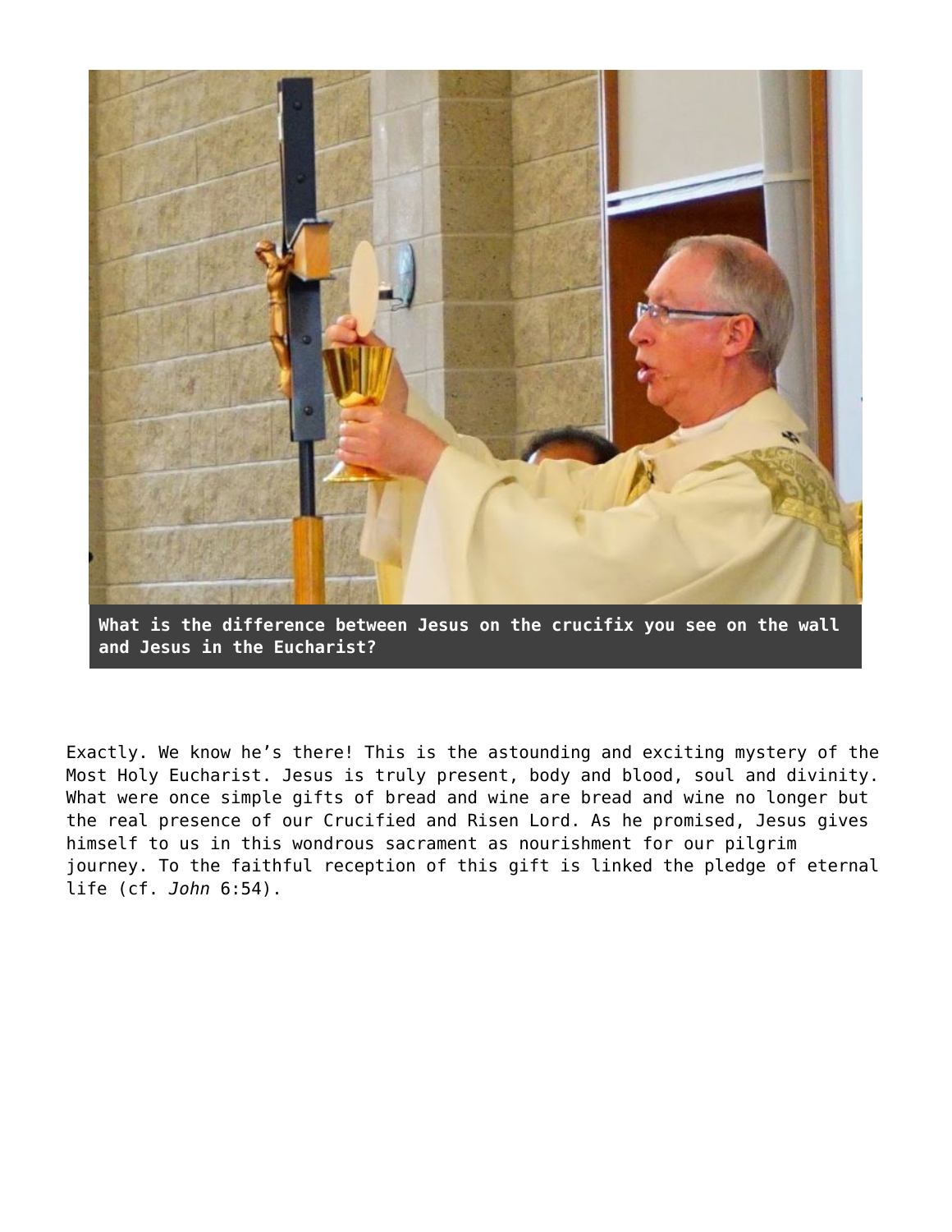**What is the difference between Jesus on the crucifix you see on the wall and Jesus in the Eucharist?**

Exactly. We know he's there! This is the astounding and exciting mystery of the Most Holy Eucharist. Jesus is truly present, body and blood, soul and divinity. What were once simple gifts of bread and wine are bread and wine no longer but the real presence of our Crucified and Risen Lord. As he promised, Jesus gives himself to us in this wondrous sacrament as nourishment for our pilgrim journey. To the faithful reception of this gift is linked the pledge of eternal life (cf. *John* 6:54).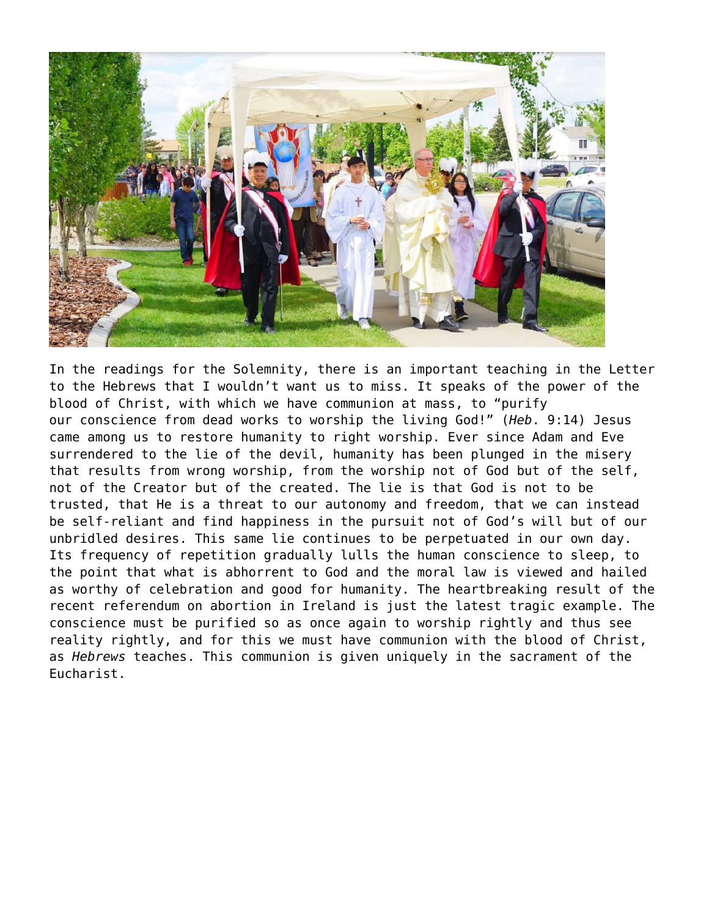In the readings for the Solemnity, there is an important teaching in the Letter to the Hebrews that I wouldn't want us to miss. It speaks of the power of the blood of Christ, with which we have communion at mass, to "purify our conscience from dead works to worship the living God!" (*Heb*. 9:14) Jesus came among us to restore humanity to right worship. Ever since Adam and Eve surrendered to the lie of the devil, humanity has been plunged in the misery that results from wrong worship, from the worship not of God but of the self, not of the Creator but of the created. The lie is that God is not to be trusted, that He is a threat to our autonomy and freedom, that we can instead be self-reliant and find happiness in the pursuit not of God's will but of our unbridled desires. This same lie continues to be perpetuated in our own day. Its frequency of repetition gradually lulls the human conscience to sleep, to the point that what is abhorrent to God and the moral law is viewed and hailed as worthy of celebration and good for humanity. The heartbreaking result of the recent referendum on abortion in Ireland is just the latest tragic example. The conscience must be purified so as once again to worship rightly and thus see reality rightly, and for this we must have communion with the blood of Christ, as *Hebrews* teaches. This communion is given uniquely in the sacrament of the Eucharist.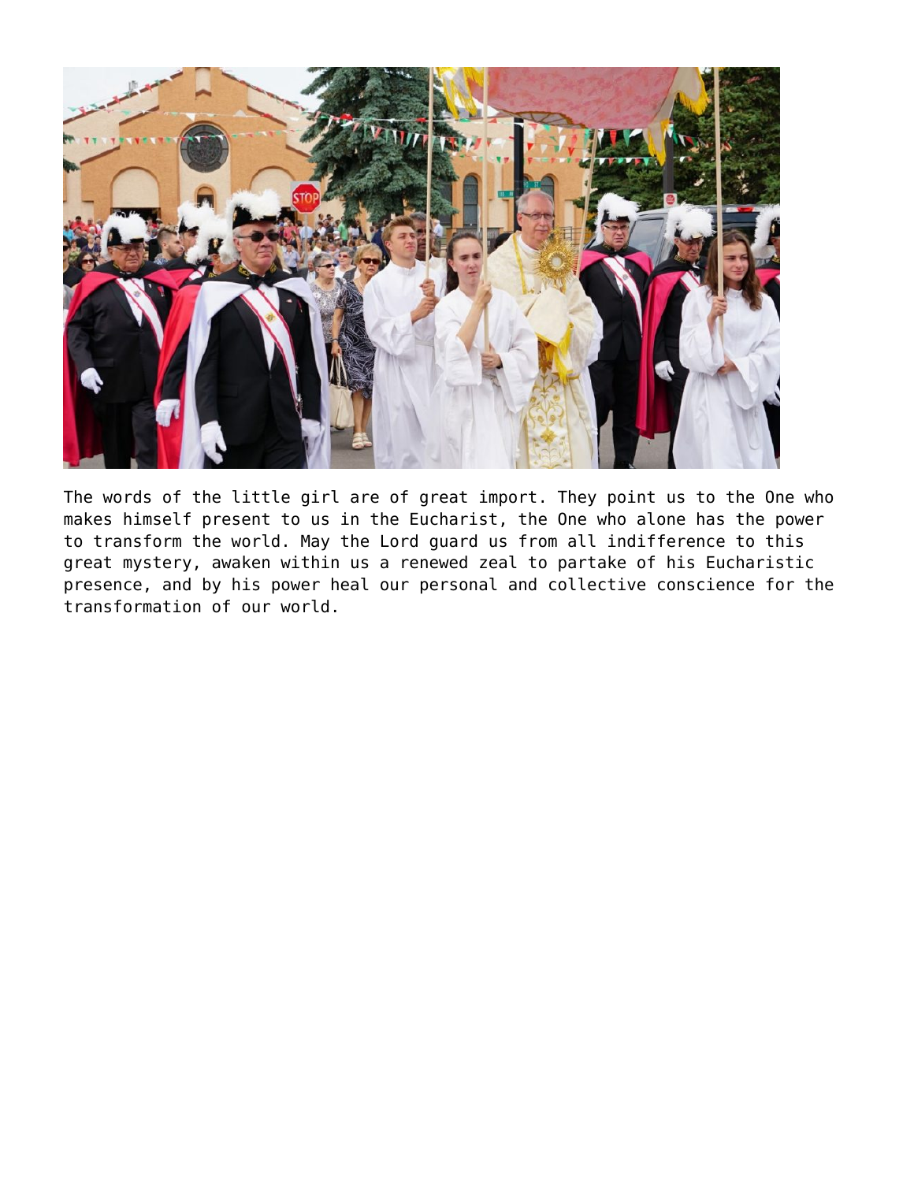The words of the little girl are of great import. They point us to the One who makes himself present to us in the Eucharist, the One who alone has the power to transform the world. May the Lord guard us from all indifference to this great mystery, awaken within us a renewed zeal to partake of his Eucharistic presence, and by his power heal our personal and collective conscience for the transformation of our world.